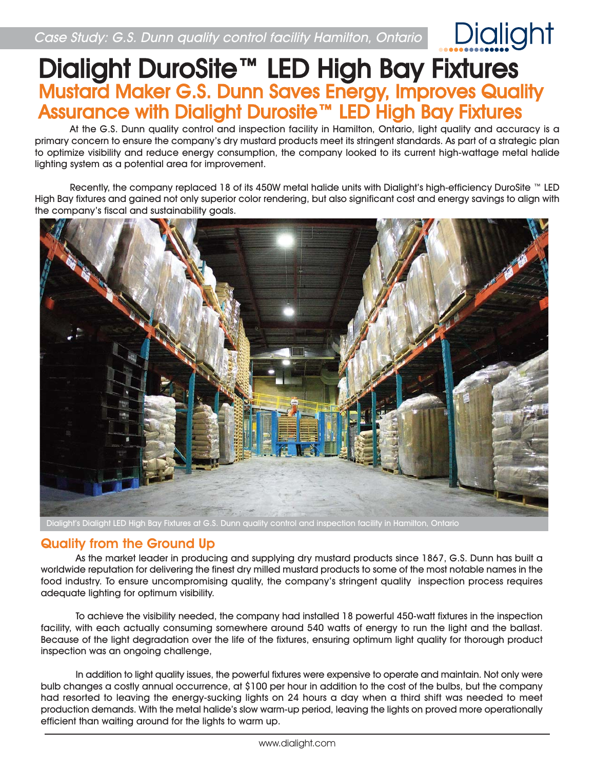*Case Study: G.S. Dunn quality control facility Hamilton, Ontario*

Dialight

# Dialight DuroSite™ LED High Bay Fixtures

## Mustard Maker G.S. Dunn Saves Energy, Improves Quality Assurance with Dialight Durosite™ LED High Bay Fixtures

At the G.S. Dunn quality control and inspection facility in Hamilton, Ontario, light quality and accuracy is a primary concern to ensure the company's dry mustard products meet its stringent standards. As part of a strategic plan to optimize visibility and reduce energy consumption, the company looked to its current high-wattage metal halide lighting system as a potential area for improvement.

Recently, the company replaced 18 of its 450W metal halide units with Dialight's high-efficiency DuroSite ™ LED High Bay fixtures and gained not only superior color rendering, but also significant cost and energy savings to align with the company's fiscal and sustainability goals.

Dialight's Dialight LED High Bay Fixtures at G.S. Dunn quality control and inspection facility in Hamilton, Ontario

## Quality from the Ground Up

As the market leader in producing and supplying dry mustard products since 1867, G.S. Dunn has built a worldwide reputation for delivering the finest dry milled mustard products to some of the most notable names in the food industry. To ensure uncompromising quality, the company's stringent quality inspection process requires adequate lighting for optimum visibility.

To achieve the visibility needed, the company had installed 18 powerful 450-watt fixtures in the inspection facility, with each actually consuming somewhere around 540 watts of energy to run the light and the ballast. Because of the light degradation over the life of the fixtures, ensuring optimum light quality for thorough product inspection was an ongoing challenge,

In addition to light quality issues, the powerful fixtures were expensive to operate and maintain. Not only were bulb changes a costly annual occurrence, at $100 per hour in addition to the cost of the bulbs, but the company had resorted to leaving the energy-sucking lights on 24 hours a day when a third shift was needed to meet production demands. With the metal halide's slow warm-up period, leaving the lights on proved more operationally efficient than waiting around for the lights to warm up.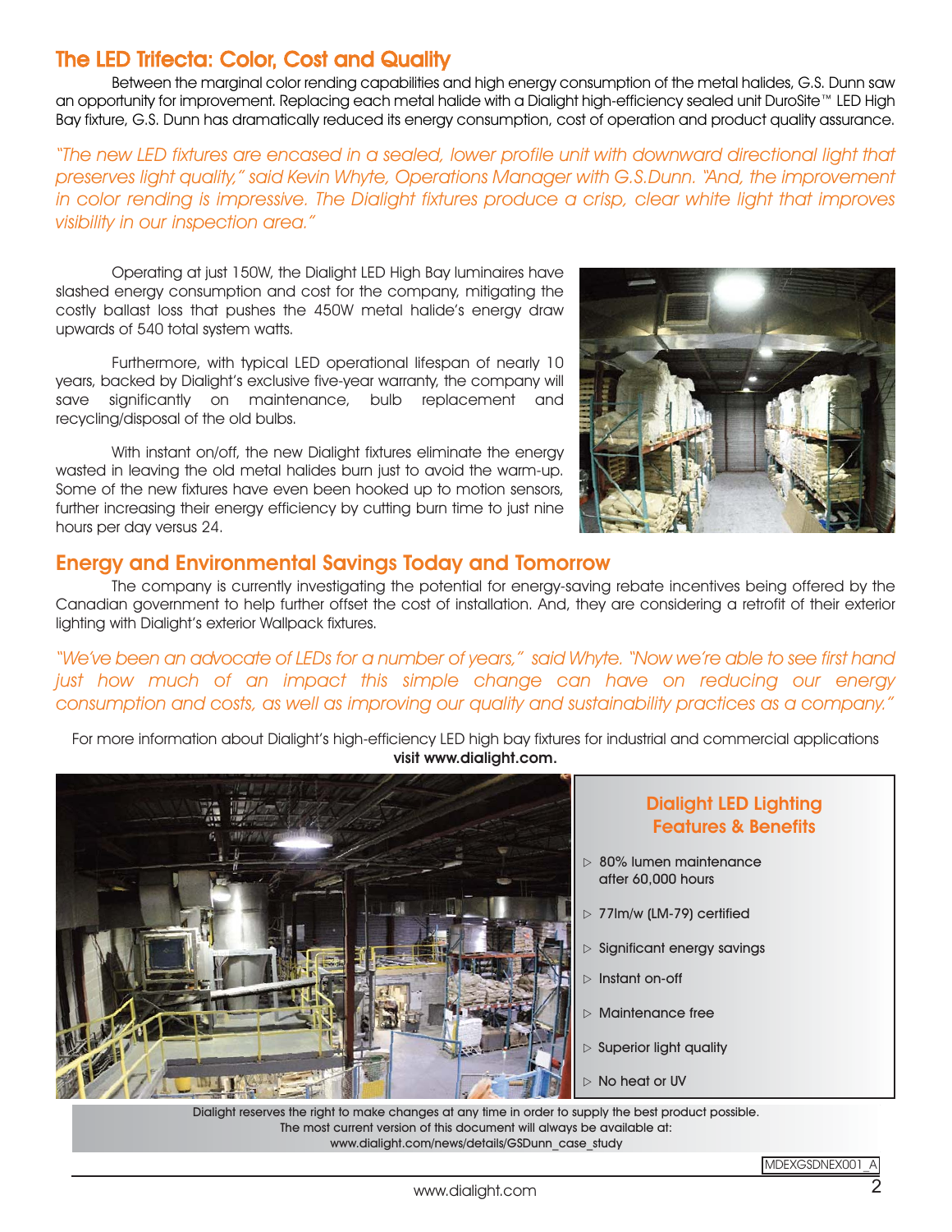## The LED Trifecta: Color, Cost and Quality

Between the marginal color rendering capabilities and high energy consumption of the metal halides, G.S. Dunn saw an opportunity for improvement. Replacing each metal halide with a Dialight high-efficiency sealed unit DuroSite™ LED High Bay fixture, G.S. Dunn has dramatically reduced its energy consumption, cost of operation and product quality assurance.

*"The new LED fixtures are encased in a sealed, lower profile unit with downward directional light that preserves light quality," said Kevin Whyte, Operations Manager with G.S.Dunn. "And, the improvement in color rending is impressive. The Dialight fixtures produce a crisp, clear white light that improves visibility in our inspection area."*

Operating at just 150W, the Dialight LED High Bay luminaires have slashed energy consumption and cost for the company, mitigating the costly ballast loss that pushes the 450W metal halide's energy draw upwards of 540 total system watts.

Furthermore, with typical LED operational lifespan of nearly 10 years, backed by Dialight's exclusive five-year warranty, the company will save significantly on maintenance, bulb replacement and recycling/disposal of the old bulbs.

With instant on/off, the new Dialight fixtures eliminate the energy wasted in leaving the old metal halides burn just to avoid the warm-up. Some of the new fixtures have even been hooked up to motion sensors, further increasing their energy efficiency by cutting burn time to just nine hours per day versus 24.

## Energy and Environmental Savings Today and Tomorrow

The company is currently investigating the potential for energy-saving rebate incentives being offered by the Canadian government to help further offset the cost of installation. And, they are considering a retrofit of their exterior lighting with Dialight's exterior Wallpack fixtures.

*"We've been an advocate of LEDs for a number of years," said Whyte. "Now we're able to see first hand just how much of an impact this simple change can have on reducing our energy consumption and costs, as well as improving our quality and sustainability practices as a company."*

For more information about Dialight's high-efficiency LED high bay fixtures for industrial and commercial applications **visit www.dialight.com.**

### Dialight LED Lighting Features & Benefits

- 80% lumen maintenance after 60,000 hours
- 77lm/w (LM-79) certified
- Significant energy savings
- Instant on-off
- Maintenance free
- Superior light quality
- No heat or UV

Dialight reserves the right to make changes at any time in order to supply the best product possible.
The most current version of this document will always be available at:
www.dialight.com/news/details/GSDunn_case_study

MDEXGSDNEX001_A